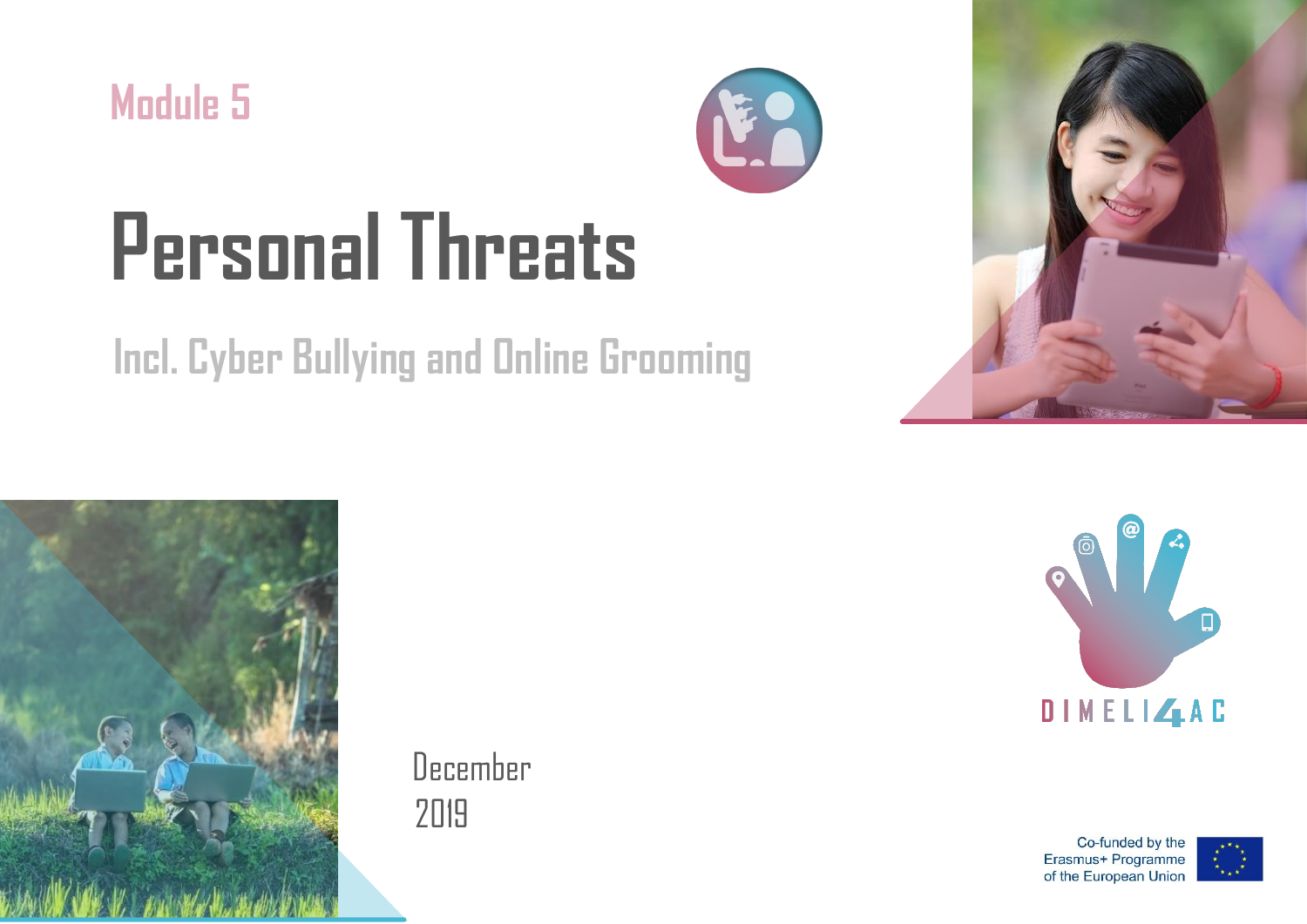Module 5

# Personal Threats

## Incl. Cyber Bullying and Online Grooming

December
2019

DIMELI4AC

Co-funded by the
Erasmus+ Programme
of the European Union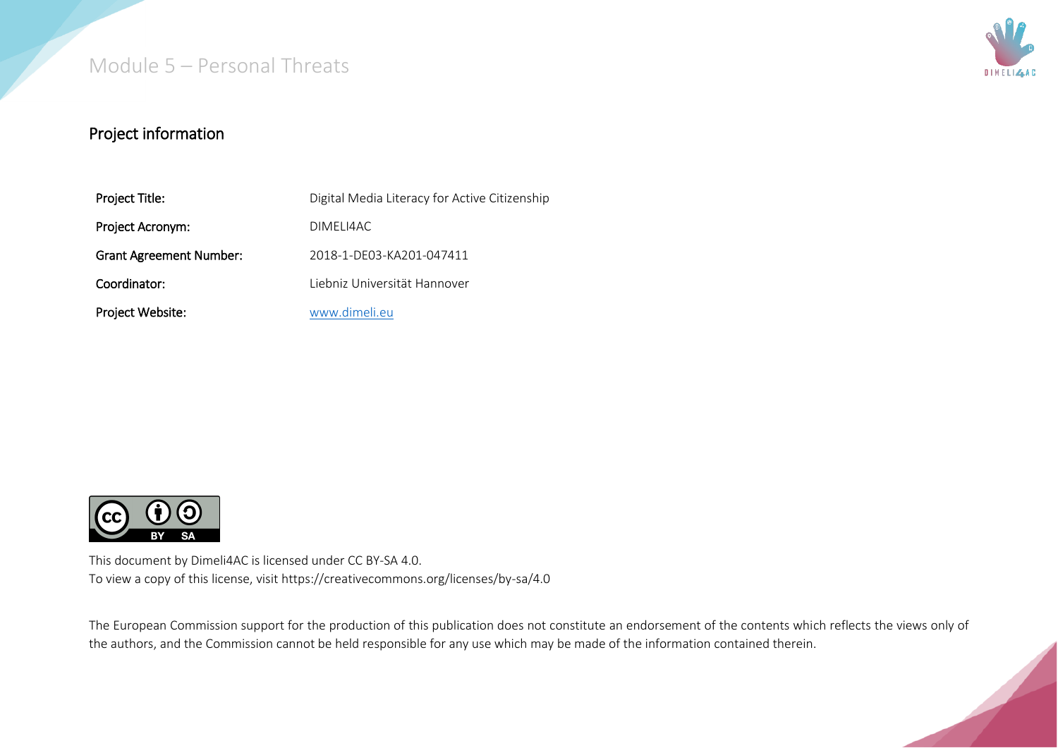## Project information

| Project Title: | Digital Media Literacy for Active Citizenship |
|---|---|
| Project Acronym: | DIMELI4AC |
| Grant Agreement Number: | 2018-1-DE03-KA201-047411 |
| Coordinator: | Liebniz Universität Hannover |
| Project Website: | [www.dimeli.eu](http://www.dimeli.eu) |

This document by Dimeli4AC is licensed under CC BY-SA 4.0.
To view a copy of this license, visit https://creativecommons.org/licenses/by-sa/4.0

The European Commission support for the production of this publication does not constitute an endorsement of the contents which reflects the views only of the authors, and the Commission cannot be held responsible for any use which may be made of the information contained therein.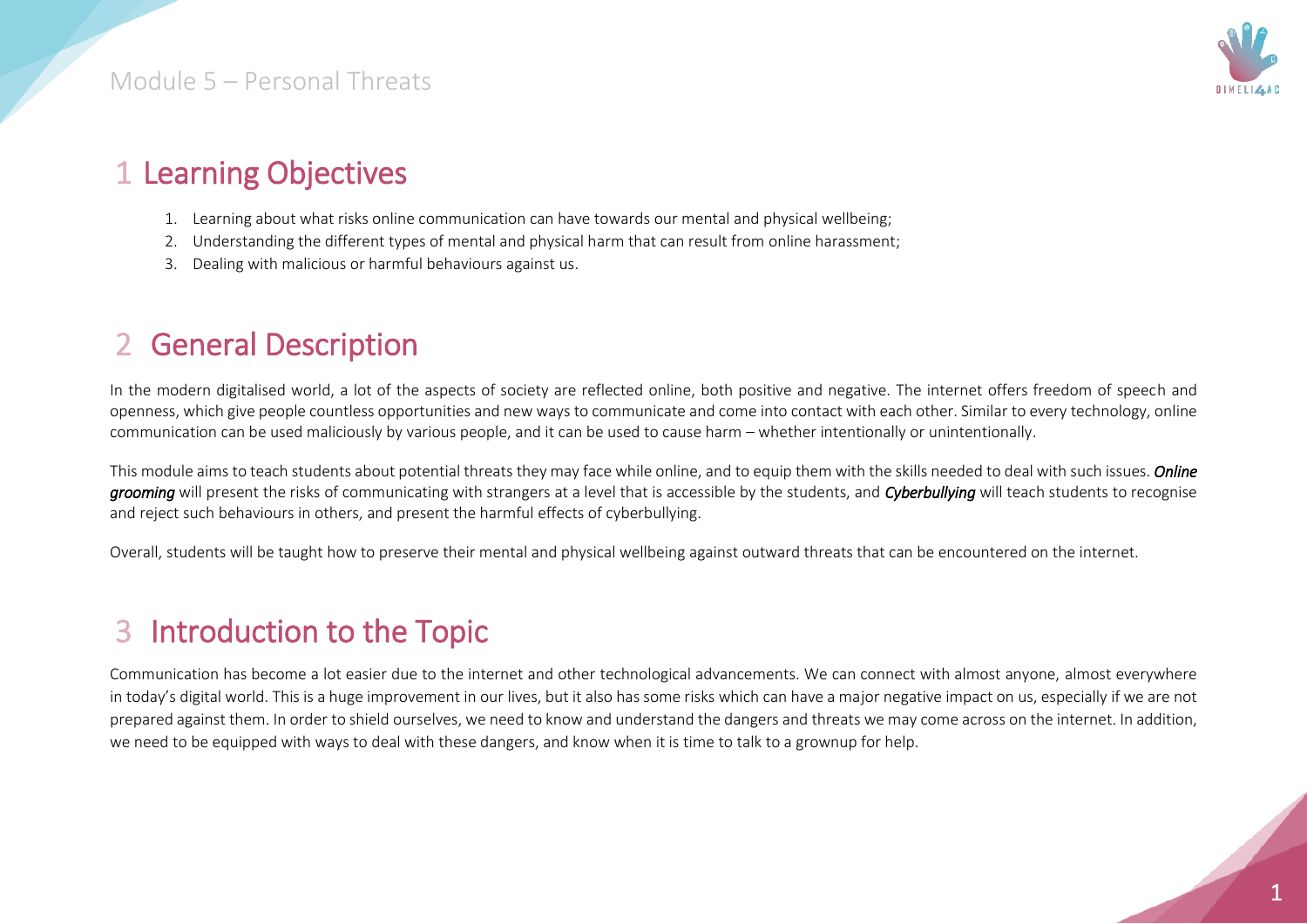# 1 Learning Objectives

1. Learning about what risks online communication can have towards our mental and physical wellbeing;
2. Understanding the different types of mental and physical harm that can result from online harassment;
3. Dealing with malicious or harmful behaviours against us.

# 2 General Description

In the modern digitalised world, a lot of the aspects of society are reflected online, both positive and negative. The internet offers freedom of speech and openness, which give people countless opportunities and new ways to communicate and come into contact with each other. Similar to every technology, online communication can be used maliciously by various people, and it can be used to cause harm – whether intentionally or unintentionally.

This module aims to teach students about potential threats they may face while online, and to equip them with the skills needed to deal with such issues. ***Online grooming*** will present the risks of communicating with strangers at a level that is accessible by the students, and ***Cyberbullying*** will teach students to recognise and reject such behaviours in others, and present the harmful effects of cyberbullying.

Overall, students will be taught how to preserve their mental and physical wellbeing against outward threats that can be encountered on the internet.

# 3 Introduction to the Topic

Communication has become a lot easier due to the internet and other technological advancements. We can connect with almost anyone, almost everywhere in today's digital world. This is a huge improvement in our lives, but it also has some risks which can have a major negative impact on us, especially if we are not prepared against them. In order to shield ourselves, we need to know and understand the dangers and threats we may come across on the internet. In addition, we need to be equipped with ways to deal with these dangers, and know when it is time to talk to a grownup for help.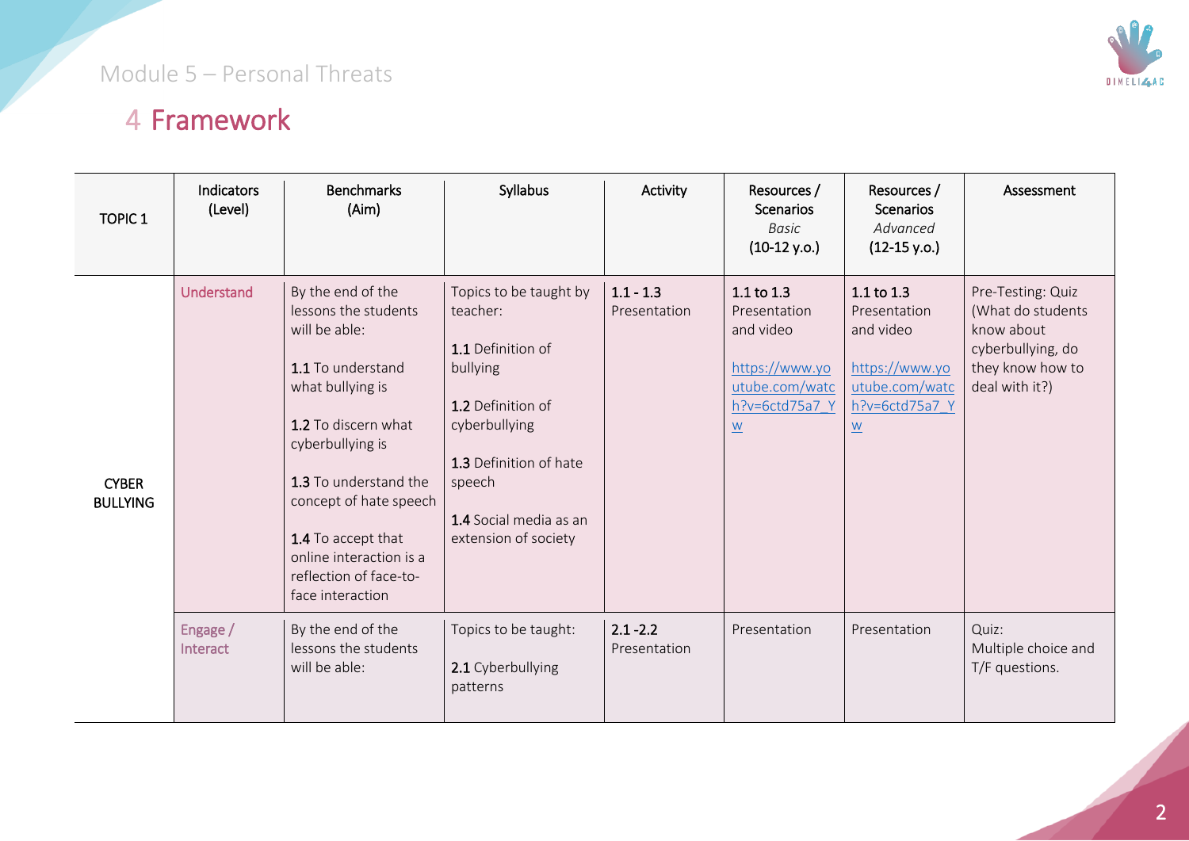## 4 Framework

| TOPIC 1 | Indicators (Level) | Benchmarks (Aim) | Syllabus | Activity | Resources / Scenarios *Basic* (10-12 y.o.) | Resources / Scenarios *Advanced* (12-15 y.o.) | Assessment |
|---|---|---|---|---|---|---|---|
| CYBER BULLYING | Understand | By the end of the lessons the students will be able:<br><br>**1.1** To understand what bullying is<br><br>**1.2** To discern what cyberbullying is<br><br>**1.3** To understand the concept of hate speech<br><br>**1.4** To accept that online interaction is a reflection of face-to-face interaction | Topics to be taught by teacher:<br><br>**1.1** Definition of bullying<br><br>**1.2** Definition of cyberbullying<br><br>**1.3** Definition of hate speech<br><br>**1.4** Social media as an extension of society | 1.1 - 1.3 Presentation | 1.1 to 1.3 Presentation and video<br><br>https://www.youtube.com/watch?v=6ctd75a7_Yw | 1.1 to 1.3 Presentation and video<br><br>https://www.youtube.com/watch?v=6ctd75a7_Yw | Pre-Testing: Quiz (What do students know about cyberbullying, do they know how to deal with it?) |
| | Engage / Interact | By the end of the lessons the students will be able: | Topics to be taught:<br><br>**2.1** Cyberbullying patterns | 2.1 -2.2 Presentation | Presentation | Presentation | Quiz: Multiple choice and T/F questions. |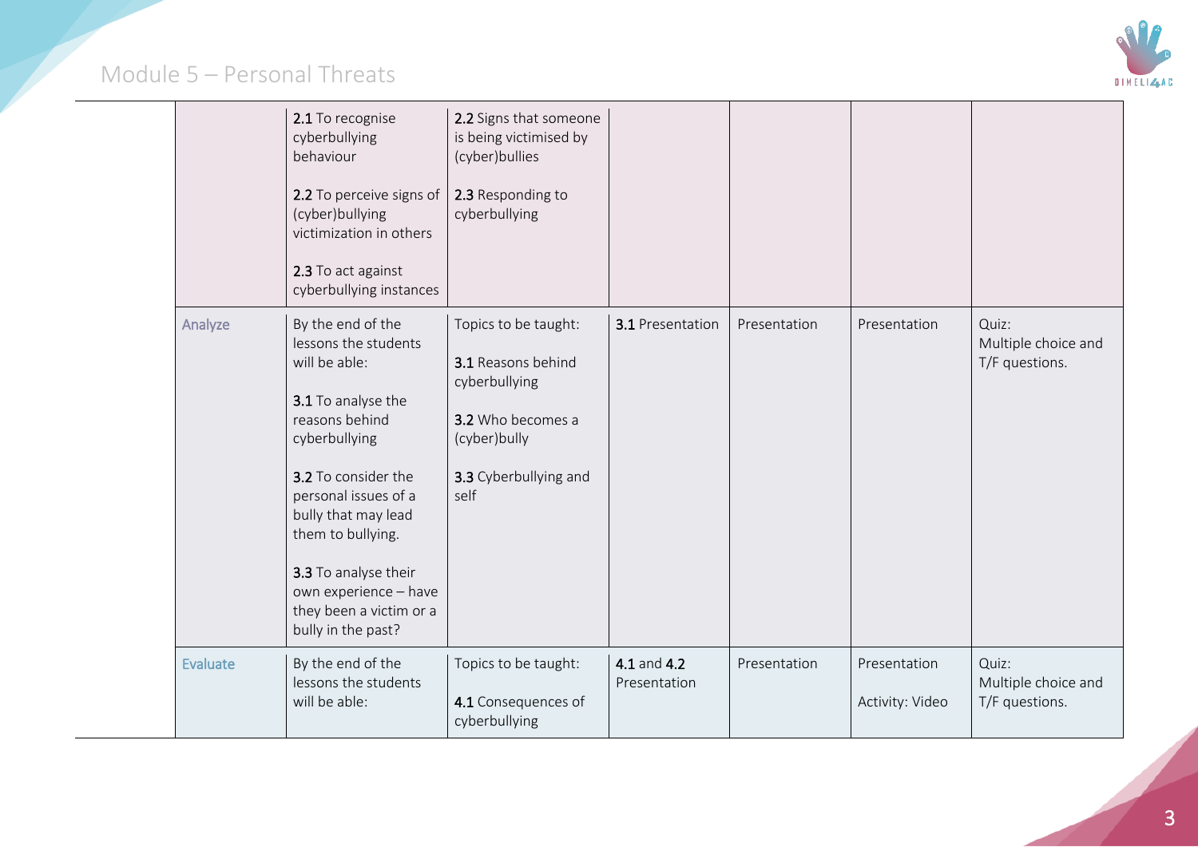| | | | | | | |
|---|---|---|---|---|---|---|
| | **2.1** To recognise cyberbullying behaviour<br><br>**2.2** To perceive signs of (cyber)bullying victimization in others<br><br>**2.3** To act against cyberbullying instances | **2.2** Signs that someone is being victimised by (cyber)bullies<br><br>**2.3** Responding to cyberbullying | | | | |
| Analyze | By the end of the lessons the students will be able:<br><br>**3.1** To analyse the reasons behind cyberbullying<br><br>**3.2** To consider the personal issues of a bully that may lead them to bullying.<br><br>**3.3** To analyse their own experience – have they been a victim or a bully in the past? | Topics to be taught:<br><br>**3.1** Reasons behind cyberbullying<br><br>**3.2** Who becomes a (cyber)bully<br><br>**3.3** Cyberbullying and self | **3.1** Presentation | Presentation | Presentation | Quiz:<br>Multiple choice and T/F questions. |
| Evaluate | By the end of the lessons the students will be able: | Topics to be taught:<br><br>**4.1** Consequences of cyberbullying | **4.1** and **4.2** Presentation | Presentation | Presentation<br><br>Activity: Video | Quiz:<br>Multiple choice and T/F questions. |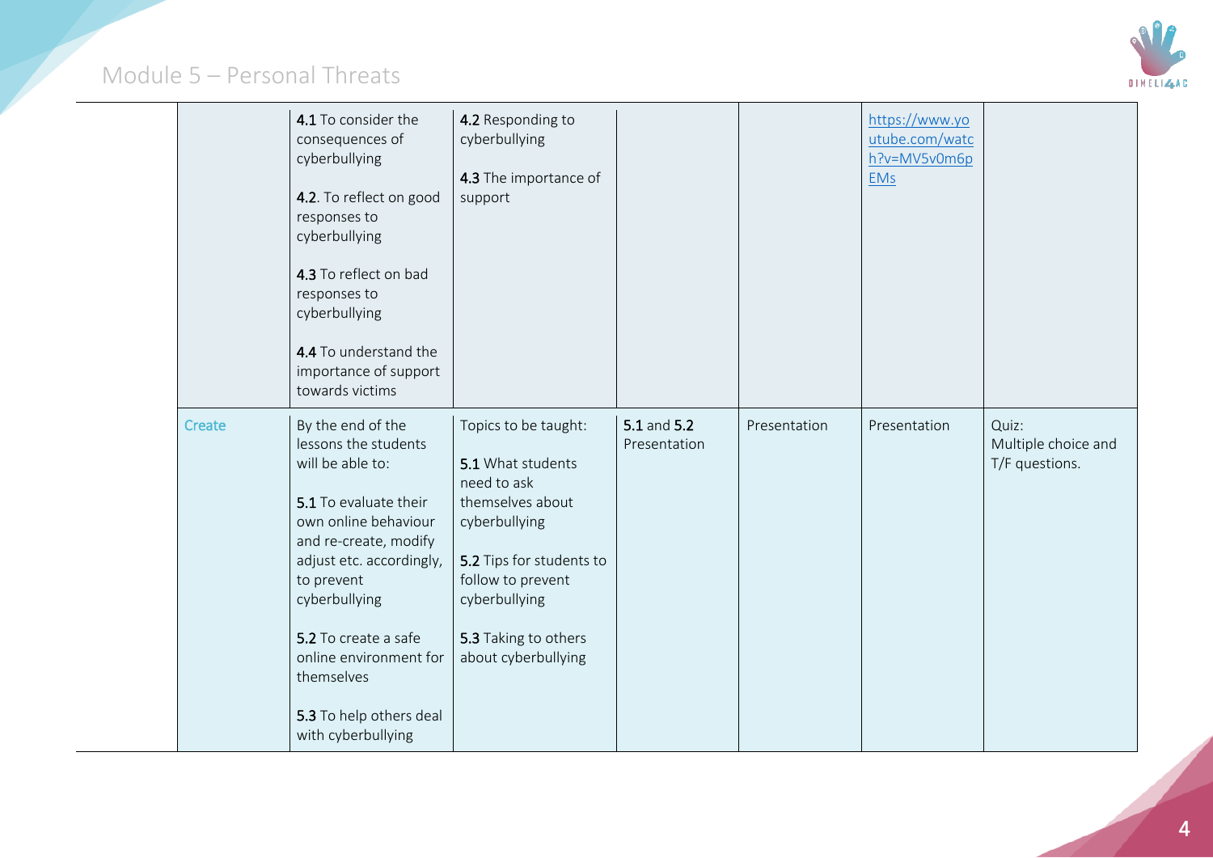# Module 5 – Personal Threats

| | | | | | | |
|---|---|---|---|---|---|---|
| | **4.1** To consider the consequences of cyberbullying<br><br>**4.2**. To reflect on good responses to cyberbullying<br><br>**4.3** To reflect on bad responses to cyberbullying<br><br>**4.4** To understand the importance of support towards victims | **4.2** Responding to cyberbullying<br><br>**4.3** The importance of support | | | https://www.youtube.com/watch?v=MV5v0m6pEMs | |
| Create | By the end of the lessons the students will be able to:<br><br>**5.1** To evaluate their own online behaviour and re-create, modify adjust etc. accordingly, to prevent cyberbullying<br><br>**5.2** To create a safe online environment for themselves<br><br>**5.3** To help others deal with cyberbullying | Topics to be taught:<br><br>**5.1** What students need to ask themselves about cyberbullying<br><br>**5.2** Tips for students to follow to prevent cyberbullying<br><br>**5.3** Taking to others about cyberbullying | **5.1** and **5.2** Presentation | Presentation | Presentation | Quiz:<br>Multiple choice and T/F questions. |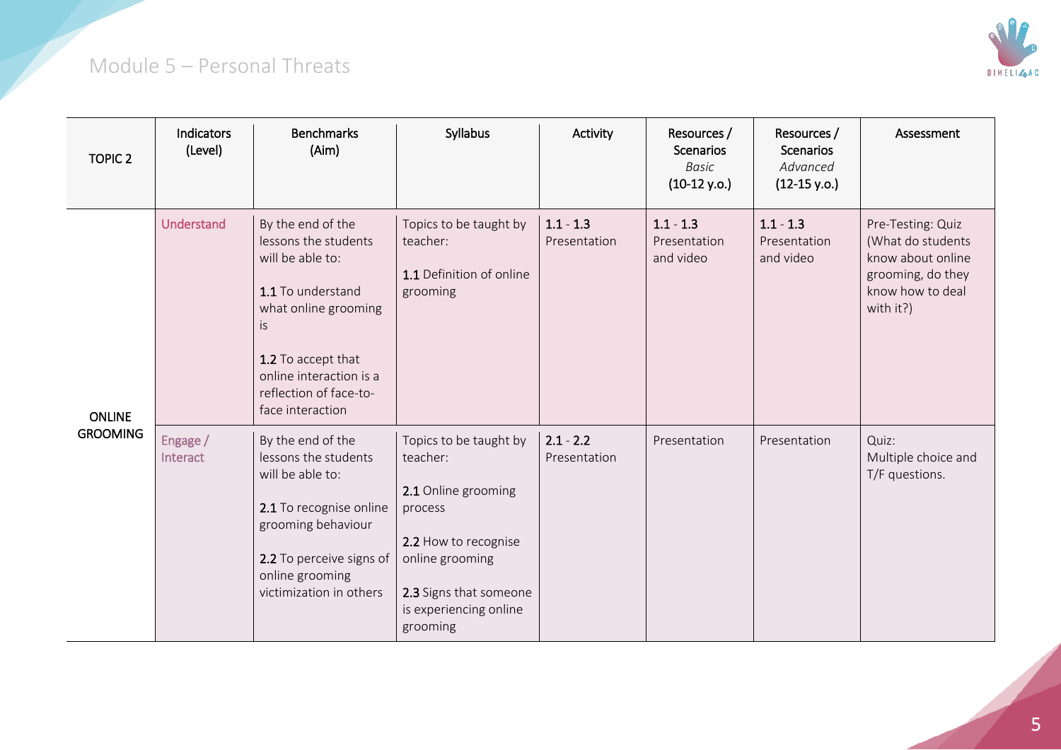# Module 5 – Personal Threats

| TOPIC 2 | Indicators (Level) | Benchmarks (Aim) | Syllabus | Activity | Resources / Scenarios *Basic* (10-12 y.o.) | Resources / Scenarios *Advanced* (12-15 y.o.) | Assessment |
|---|---|---|---|---|---|---|---|
| ONLINE GROOMING | Understand | By the end of the lessons the students will be able to:<br><br>**1.1** To understand what online grooming is<br><br>**1.2** To accept that online interaction is a reflection of face-to-face interaction | Topics to be taught by teacher:<br><br>**1.1** Definition of online grooming | **1.1 - 1.3**<br>Presentation | **1.1 - 1.3**<br>Presentation and video | **1.1 - 1.3**<br>Presentation and video | Pre-Testing: Quiz (What do students know about online grooming, do they know how to deal with it?) |
| | Engage / Interact | By the end of the lessons the students will be able to:<br><br>**2.1** To recognise online grooming behaviour<br><br>**2.2** To perceive signs of online grooming victimization in others | Topics to be taught by teacher:<br><br>**2.1** Online grooming process<br><br>**2.2** How to recognise online grooming<br><br>**2.3** Signs that someone is experiencing online grooming | **2.1 - 2.2**<br>Presentation | Presentation | Presentation | Quiz:<br>Multiple choice and T/F questions. |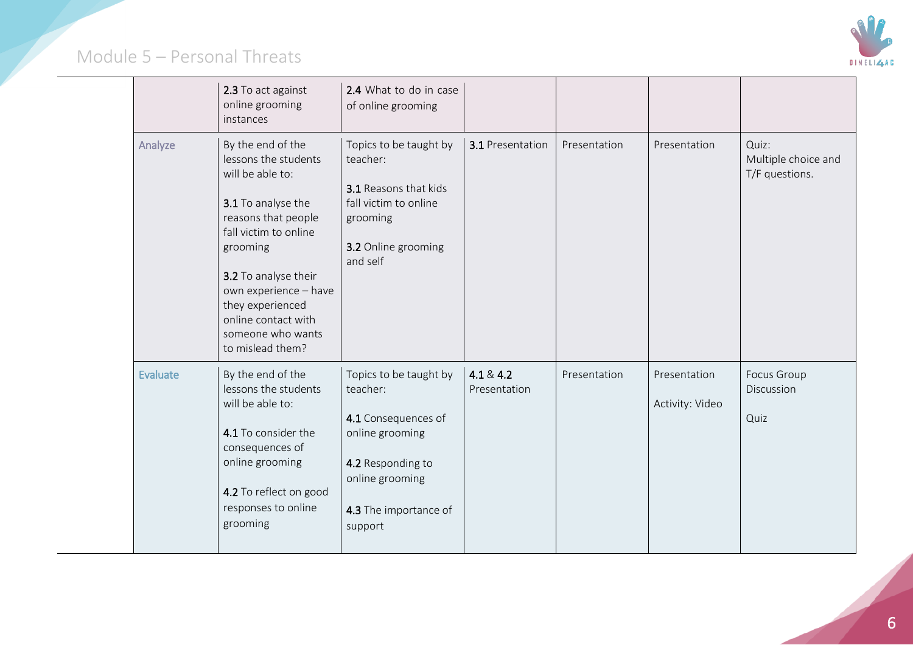| | | | | | | |
|---|---|---|---|---|---|---|
| | **2.3** To act against online grooming instances | **2.4** What to do in case of online grooming | | | | |
| Analyze | By the end of the lessons the students will be able to:<br><br>**3.1** To analyse the reasons that people fall victim to online grooming<br><br>**3.2** To analyse their own experience – have they experienced online contact with someone who wants to mislead them? | Topics to be taught by teacher:<br><br>**3.1** Reasons that kids fall victim to online grooming<br><br>**3.2** Online grooming and self | **3.1** Presentation | Presentation | Presentation | Quiz:<br>Multiple choice and T/F questions. |
| Evaluate | By the end of the lessons the students will be able to:<br><br>**4.1** To consider the consequences of online grooming<br><br>**4.2** To reflect on good responses to online grooming | Topics to be taught by teacher:<br><br>**4.1** Consequences of online grooming<br><br>**4.2** Responding to online grooming<br><br>**4.3** The importance of support | **4.1** & **4.2** Presentation | Presentation | Presentation<br><br>Activity: Video | Focus Group Discussion<br><br>Quiz |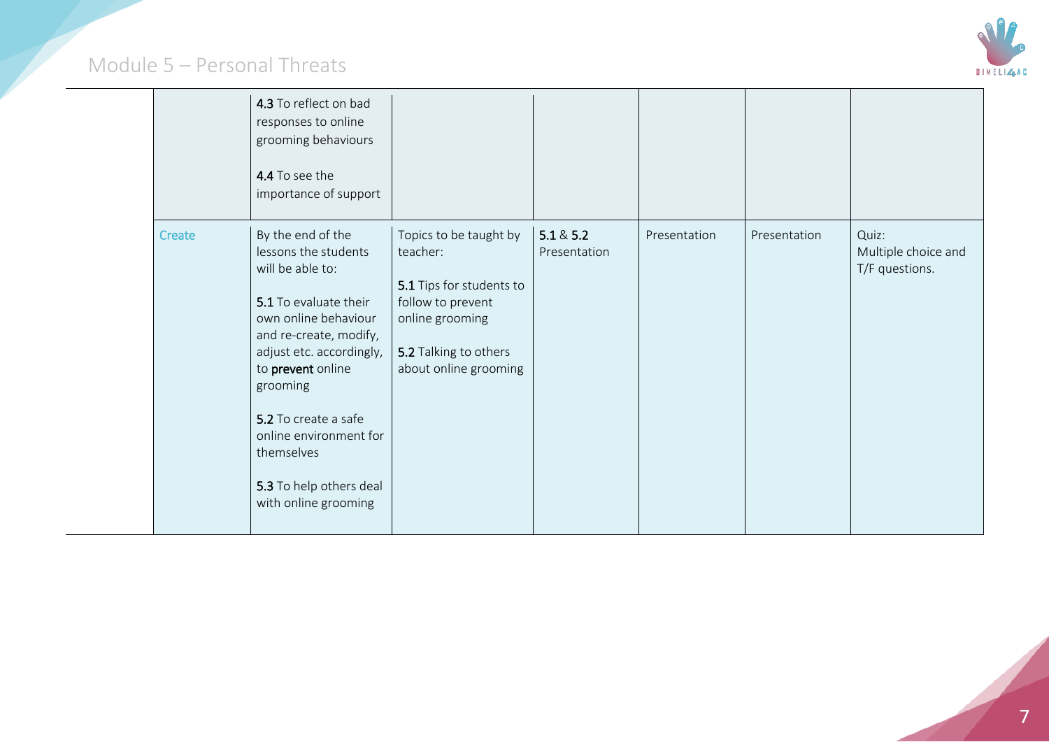| | | | | | | |
|---|---|---|---|---|---|---|
| | **4.3** To reflect on bad responses to online grooming behaviours<br><br>**4.4** To see the importance of support | | | | | |
| Create | By the end of the lessons the students will be able to:<br><br>**5.1** To evaluate their own online behaviour and re-create, modify, adjust etc. accordingly, to **prevent** online grooming<br><br>**5.2** To create a safe online environment for themselves<br><br>**5.3** To help others deal with online grooming | Topics to be taught by teacher:<br><br>**5.1** Tips for students to follow to prevent online grooming<br><br>**5.2** Talking to others about online grooming | **5.1** & **5.2** Presentation | Presentation | Presentation | Quiz:<br>Multiple choice and T/F questions. |